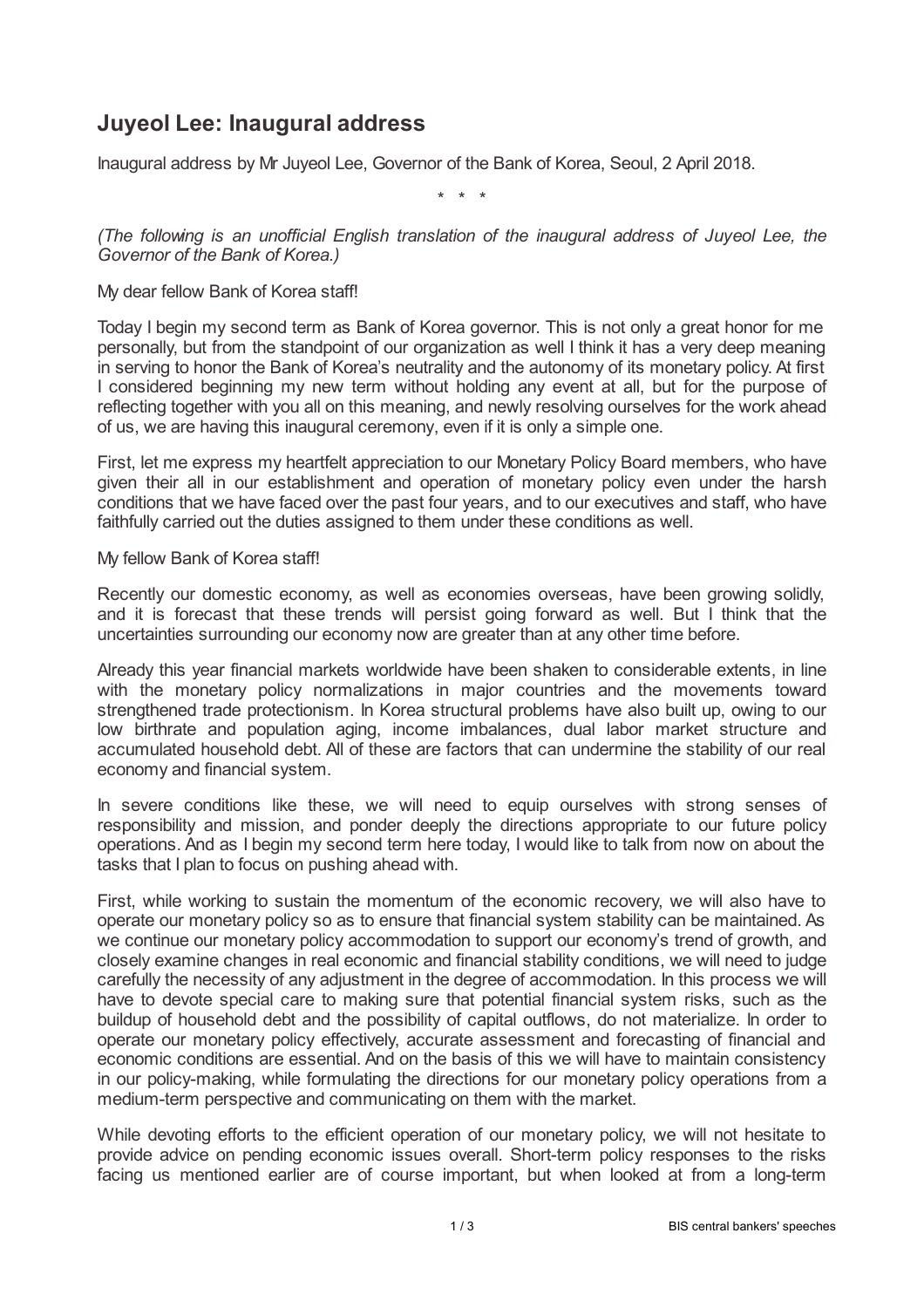# Juyeol Lee: Inaugural address

Inaugural address by Mr Juyeol Lee, Governor of the Bank of Korea, Seoul, 2 April 2018.

\* \* \*

*(The following is an unofficial English translation of the inaugural address of Juyeol Lee, the Governor of the Bank of Korea.)*

My dear fellow Bank of Korea staff!

Today I begin my second term as Bank of Korea governor. This is not only a great honor for me personally, but from the standpoint of our organization as well I think it has a very deep meaning in serving to honor the Bank of Korea's neutrality and the autonomy of its monetary policy. At first I considered beginning my new term without holding any event at all, but for the purpose of reflecting together with you all on this meaning, and newly resolving ourselves for the work ahead of us, we are having this inaugural ceremony, even if it is only a simple one.

First, let me express my heartfelt appreciation to our Monetary Policy Board members, who have given their all in our establishment and operation of monetary policy even under the harsh conditions that we have faced over the past four years, and to our executives and staff, who have faithfully carried out the duties assigned to them under these conditions as well.

My fellow Bank of Korea staff!

Recently our domestic economy, as well as economies overseas, have been growing solidly, and it is forecast that these trends will persist going forward as well. But I think that the uncertainties surrounding our economy now are greater than at any other time before.

Already this year financial markets worldwide have been shaken to considerable extents, in line with the monetary policy normalizations in major countries and the movements toward strengthened trade protectionism. In Korea structural problems have also built up, owing to our low birthrate and population aging, income imbalances, dual labor market structure and accumulated household debt. All of these are factors that can undermine the stability of our real economy and financial system.

In severe conditions like these, we will need to equip ourselves with strong senses of responsibility and mission, and ponder deeply the directions appropriate to our future policy operations. And as I begin my second term here today, I would like to talk from now on about the tasks that I plan to focus on pushing ahead with.

First, while working to sustain the momentum of the economic recovery, we will also have to operate our monetary policy so as to ensure that financial system stability can be maintained. As we continue our monetary policy accommodation to support our economy's trend of growth, and closely examine changes in real economic and financial stability conditions, we will need to judge carefully the necessity of any adjustment in the degree of accommodation. In this process we will have to devote special care to making sure that potential financial system risks, such as the buildup of household debt and the possibility of capital outflows, do not materialize. In order to operate our monetary policy effectively, accurate assessment and forecasting of financial and economic conditions are essential. And on the basis of this we will have to maintain consistency in our policy-making, while formulating the directions for our monetary policy operations from a medium-term perspective and communicating on them with the market.

While devoting efforts to the efficient operation of our monetary policy, we will not hesitate to provide advice on pending economic issues overall. Short-term policy responses to the risks facing us mentioned earlier are of course important, but when looked at from a long-term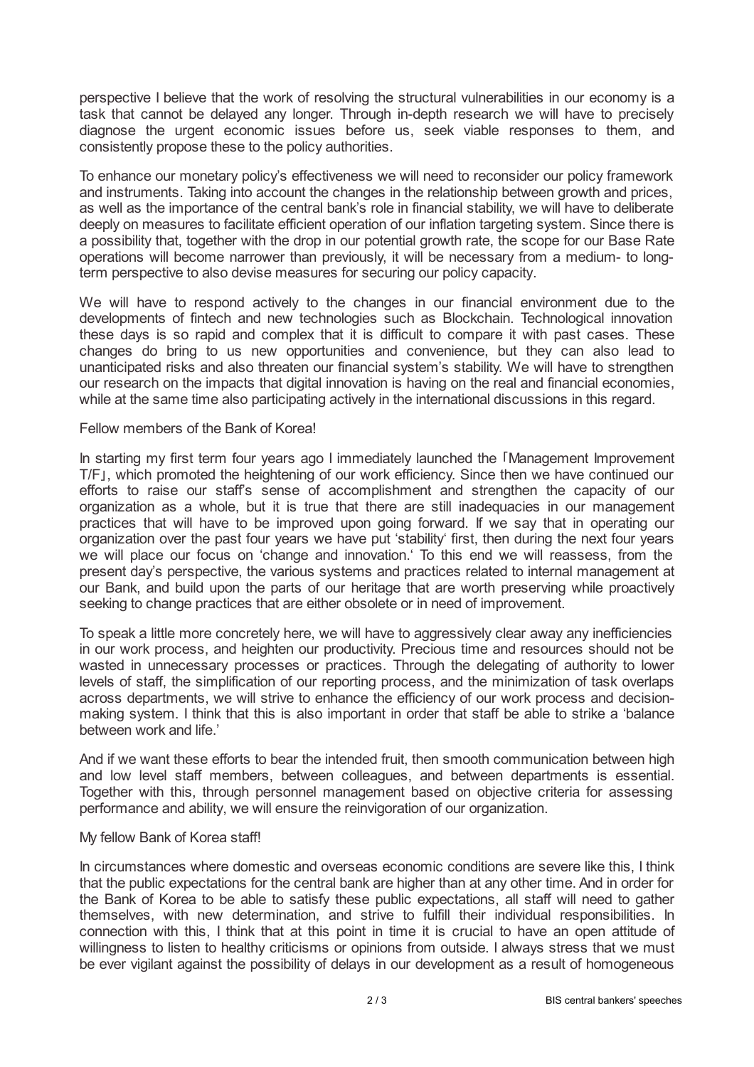perspective I believe that the work of resolving the structural vulnerabilities in our economy is a task that cannot be delayed any longer. Through in-depth research we will have to precisely diagnose the urgent economic issues before us, seek viable responses to them, and consistently propose these to the policy authorities.

To enhance our monetary policy's effectiveness we will need to reconsider our policy framework and instruments. Taking into account the changes in the relationship between growth and prices, as well as the importance of the central bank's role in financial stability, we will have to deliberate deeply on measures to facilitate efficient operation of our inflation targeting system. Since there is a possibility that, together with the drop in our potential growth rate, the scope for our Base Rate operations will become narrower than previously, it will be necessary from a medium- to long-term perspective to also devise measures for securing our policy capacity.

We will have to respond actively to the changes in our financial environment due to the developments of fintech and new technologies such as Blockchain. Technological innovation these days is so rapid and complex that it is difficult to compare it with past cases. These changes do bring to us new opportunities and convenience, but they can also lead to unanticipated risks and also threaten our financial system's stability. We will have to strengthen our research on the impacts that digital innovation is having on the real and financial economies, while at the same time also participating actively in the international discussions in this regard.

Fellow members of the Bank of Korea!

In starting my first term four years ago I immediately launched the 「Management Improvement T/F」, which promoted the heightening of our work efficiency. Since then we have continued our efforts to raise our staff's sense of accomplishment and strengthen the capacity of our organization as a whole, but it is true that there are still inadequacies in our management practices that will have to be improved upon going forward. If we say that in operating our organization over the past four years we have put 'stability' first, then during the next four years we will place our focus on 'change and innovation.' To this end we will reassess, from the present day's perspective, the various systems and practices related to internal management at our Bank, and build upon the parts of our heritage that are worth preserving while proactively seeking to change practices that are either obsolete or in need of improvement.

To speak a little more concretely here, we will have to aggressively clear away any inefficiencies in our work process, and heighten our productivity. Precious time and resources should not be wasted in unnecessary processes or practices. Through the delegating of authority to lower levels of staff, the simplification of our reporting process, and the minimization of task overlaps across departments, we will strive to enhance the efficiency of our work process and decision-making system. I think that this is also important in order that staff be able to strike a 'balance between work and life.'

And if we want these efforts to bear the intended fruit, then smooth communication between high and low level staff members, between colleagues, and between departments is essential. Together with this, through personnel management based on objective criteria for assessing performance and ability, we will ensure the reinvigoration of our organization.

My fellow Bank of Korea staff!

In circumstances where domestic and overseas economic conditions are severe like this, I think that the public expectations for the central bank are higher than at any other time. And in order for the Bank of Korea to be able to satisfy these public expectations, all staff will need to gather themselves, with new determination, and strive to fulfill their individual responsibilities. In connection with this, I think that at this point in time it is crucial to have an open attitude of willingness to listen to healthy criticisms or opinions from outside. I always stress that we must be ever vigilant against the possibility of delays in our development as a result of homogeneous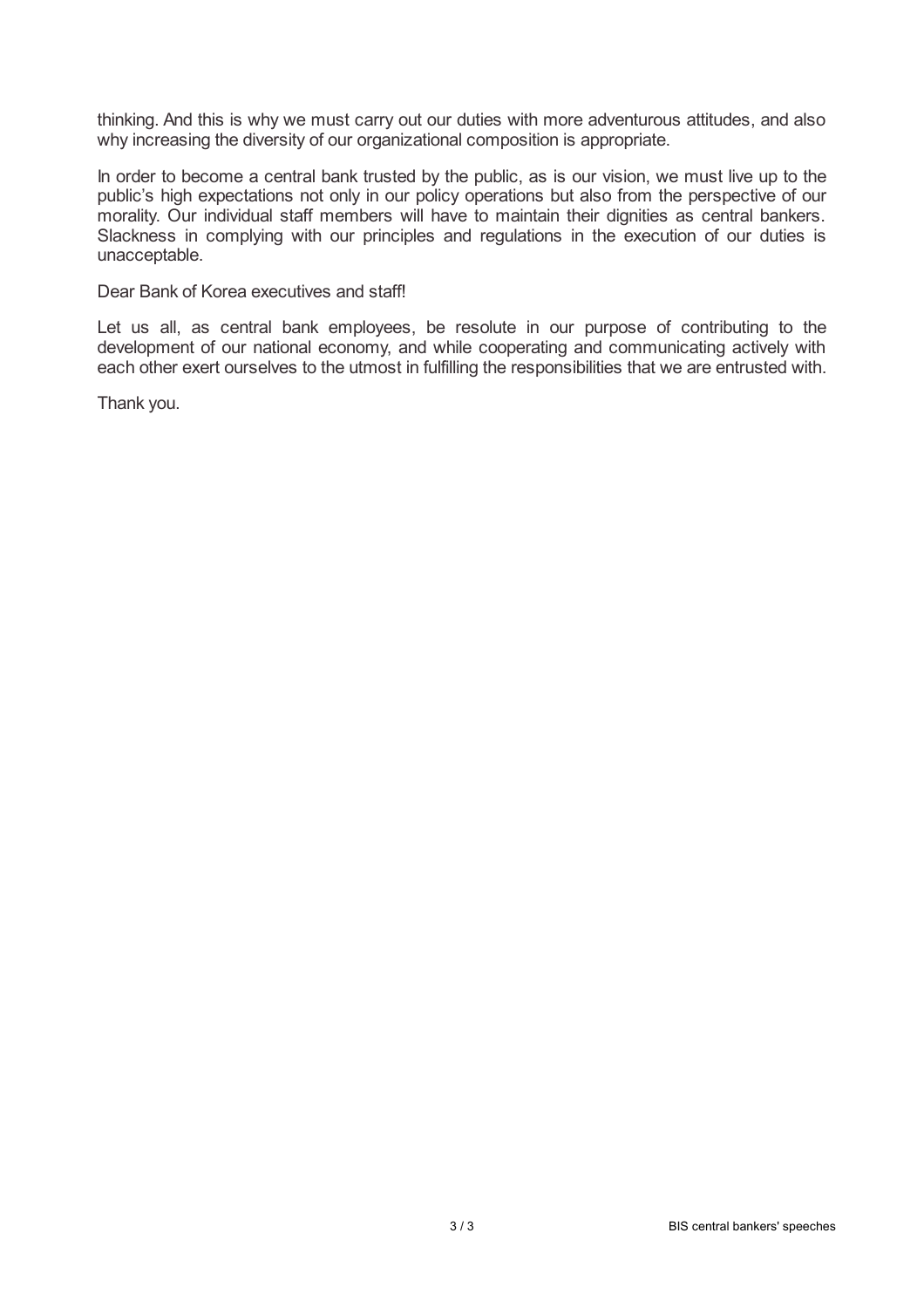thinking. And this is why we must carry out our duties with more adventurous attitudes, and also why increasing the diversity of our organizational composition is appropriate.

In order to become a central bank trusted by the public, as is our vision, we must live up to the public's high expectations not only in our policy operations but also from the perspective of our morality. Our individual staff members will have to maintain their dignities as central bankers. Slackness in complying with our principles and regulations in the execution of our duties is unacceptable.

Dear Bank of Korea executives and staff!

Let us all, as central bank employees, be resolute in our purpose of contributing to the development of our national economy, and while cooperating and communicating actively with each other exert ourselves to the utmost in fulfilling the responsibilities that we are entrusted with.

Thank you.